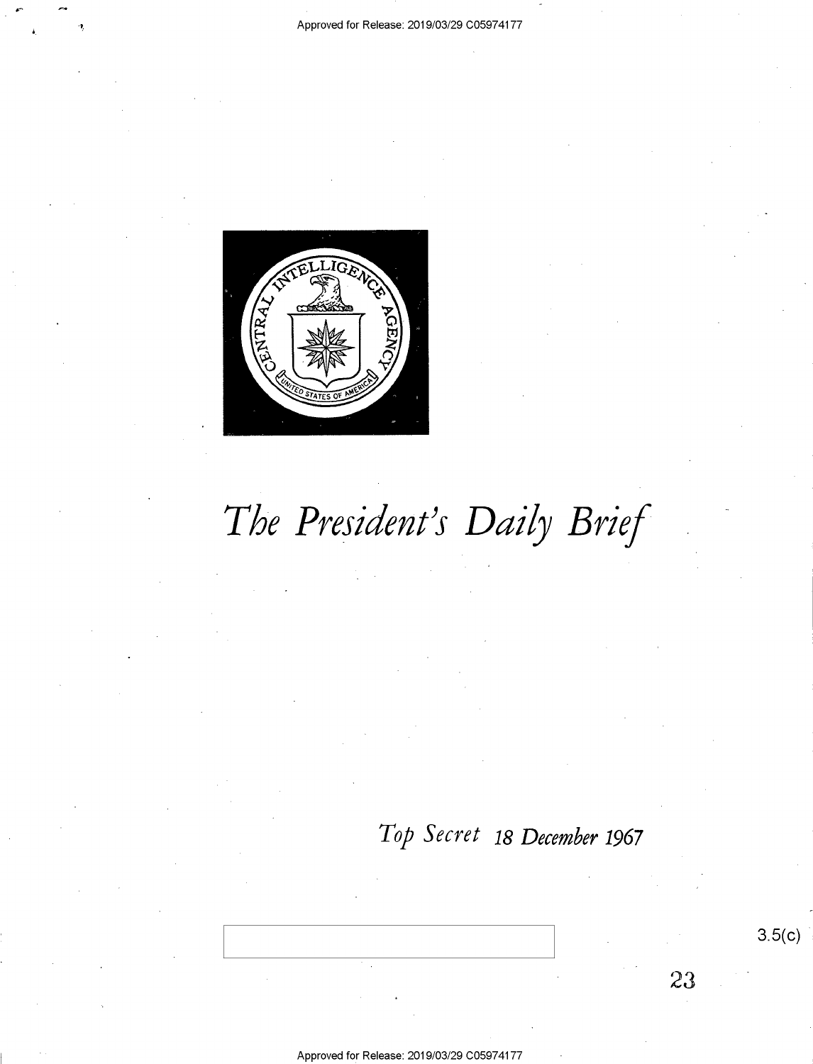# The President's Daily Brief

*Top Secret* 18 December 1967

3.5(c)

23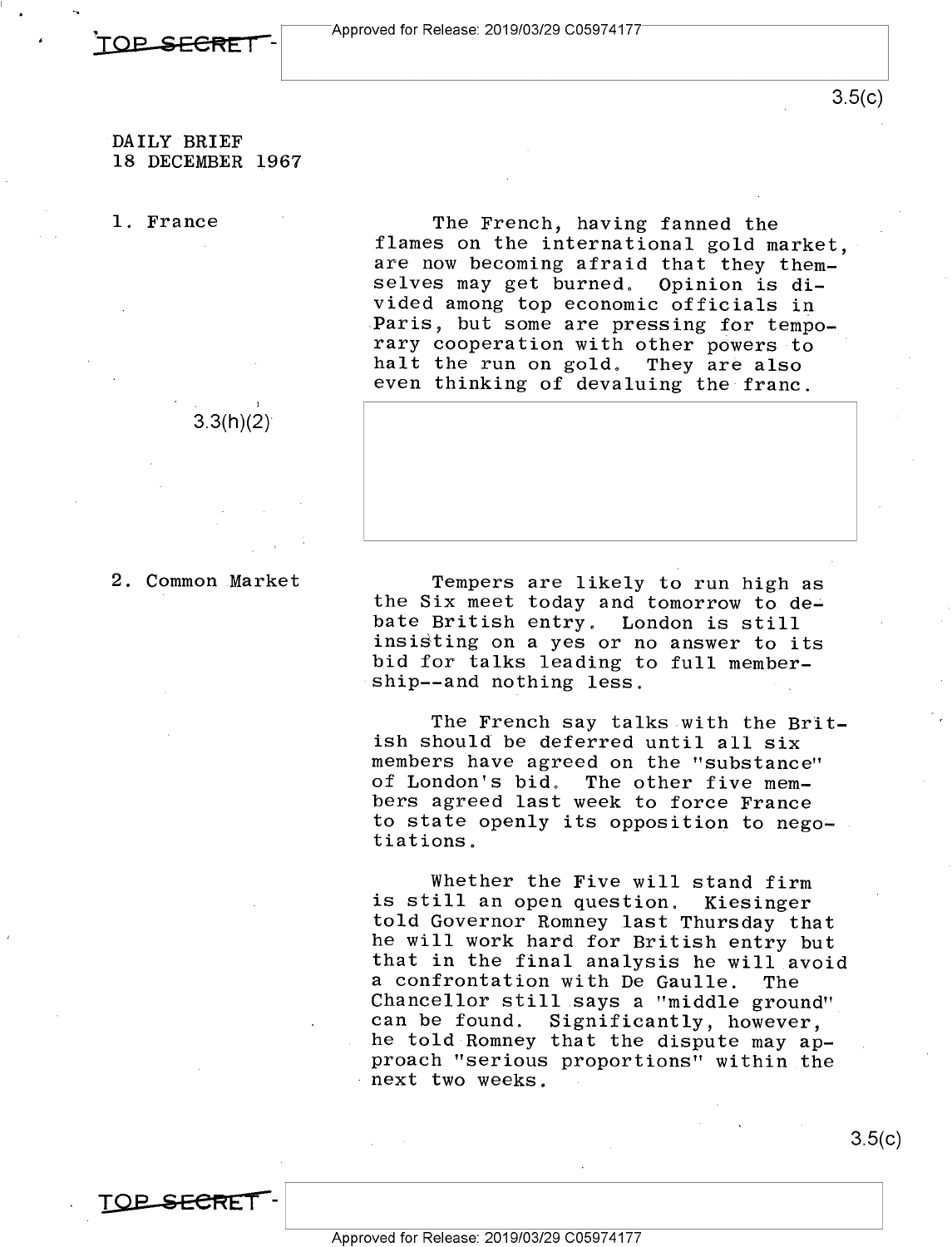DAILY BRIEF
18 DECEMBER 1967

**1. France**

The French, having fanned the flames on the international gold market, are now becoming afraid that they themselves may get burned. Opinion is divided among top economic officials in Paris, but some are pressing for temporary cooperation with other powers to halt the run on gold. They are also even thinking of devaluing the franc.

3.3(h)(2)

**2. Common Market**

Tempers are likely to run high as the Six meet today and tomorrow to debate British entry. London is still insisting on a yes or no answer to its bid for talks leading to full membership--and nothing less.

The French say talks with the British should be deferred until all six members have agreed on the "substance" of London's bid. The other five members agreed last week to force France to state openly its opposition to negotiations.

Whether the Five will stand firm is still an open question. Kiesinger told Governor Romney last Thursday that he will work hard for British entry but that in the final analysis he will avoid a confrontation with De Gaulle. The Chancellor still says a "middle ground" can be found. Significantly, however, he told Romney that the dispute may approach "serious proportions" within the next two weeks.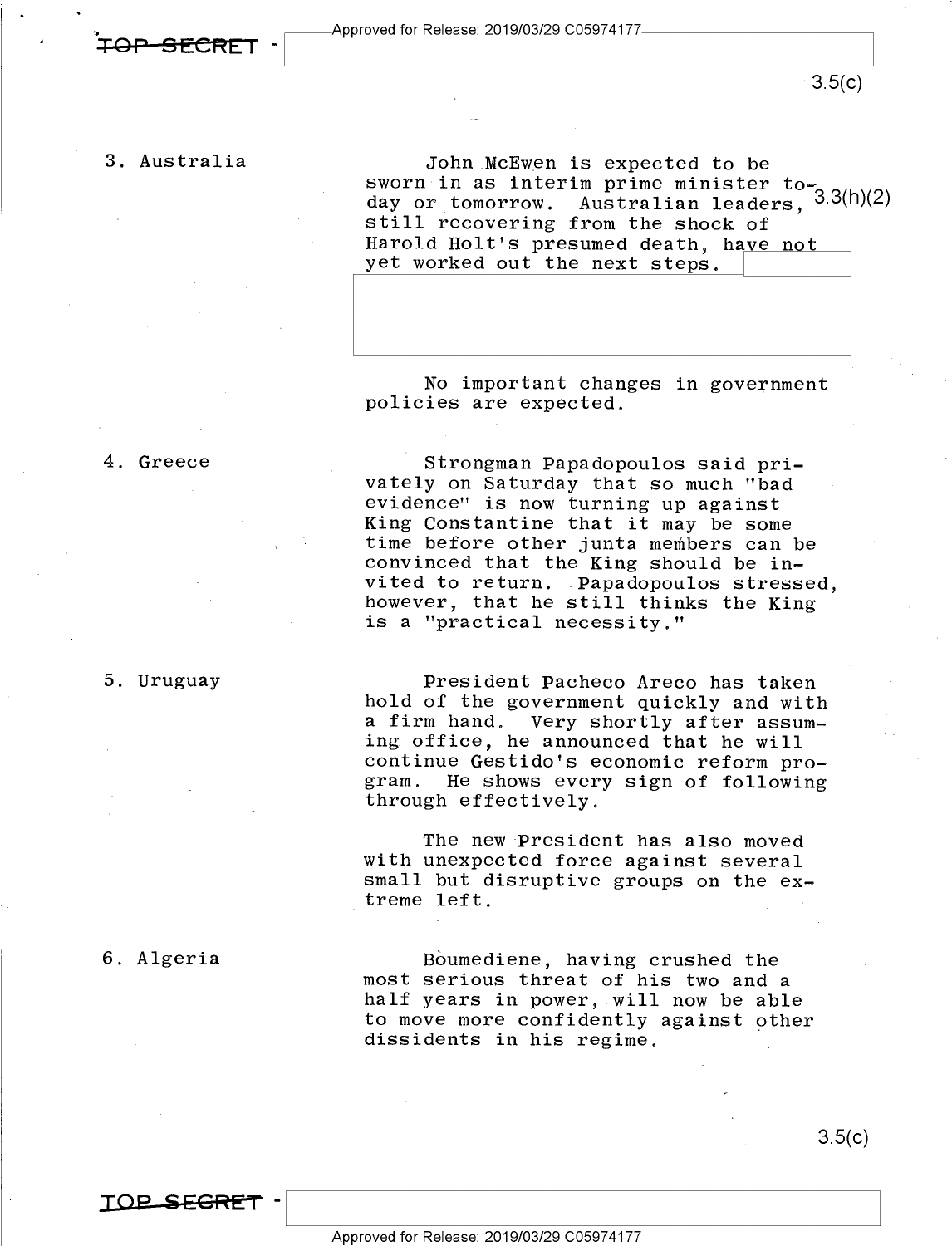3. Australia

John McEwen is expected to be sworn in as interim prime minister today or tomorrow. Australian leaders, still recovering from the shock of Harold Holt's presumed death, have not yet worked out the next steps.

No important changes in government policies are expected.

4. Greece

Strongman Papadopoulos said privately on Saturday that so much "bad evidence" is now turning up against King Constantine that it may be some time before other junta members can be convinced that the King should be invited to return. Papadopoulos stressed, however, that he still thinks the King is a "practical necessity."

5. Uruguay

President Pacheco Areco has taken hold of the government quickly and with a firm hand. Very shortly after assuming office, he announced that he will continue Gestido's economic reform program. He shows every sign of following through effectively.

The new President has also moved with unexpected force against several small but disruptive groups on the extreme left.

6. Algeria

Boumediene, having crushed the most serious threat of his two and a half years in power, will now be able to move more confidently against other dissidents in his regime.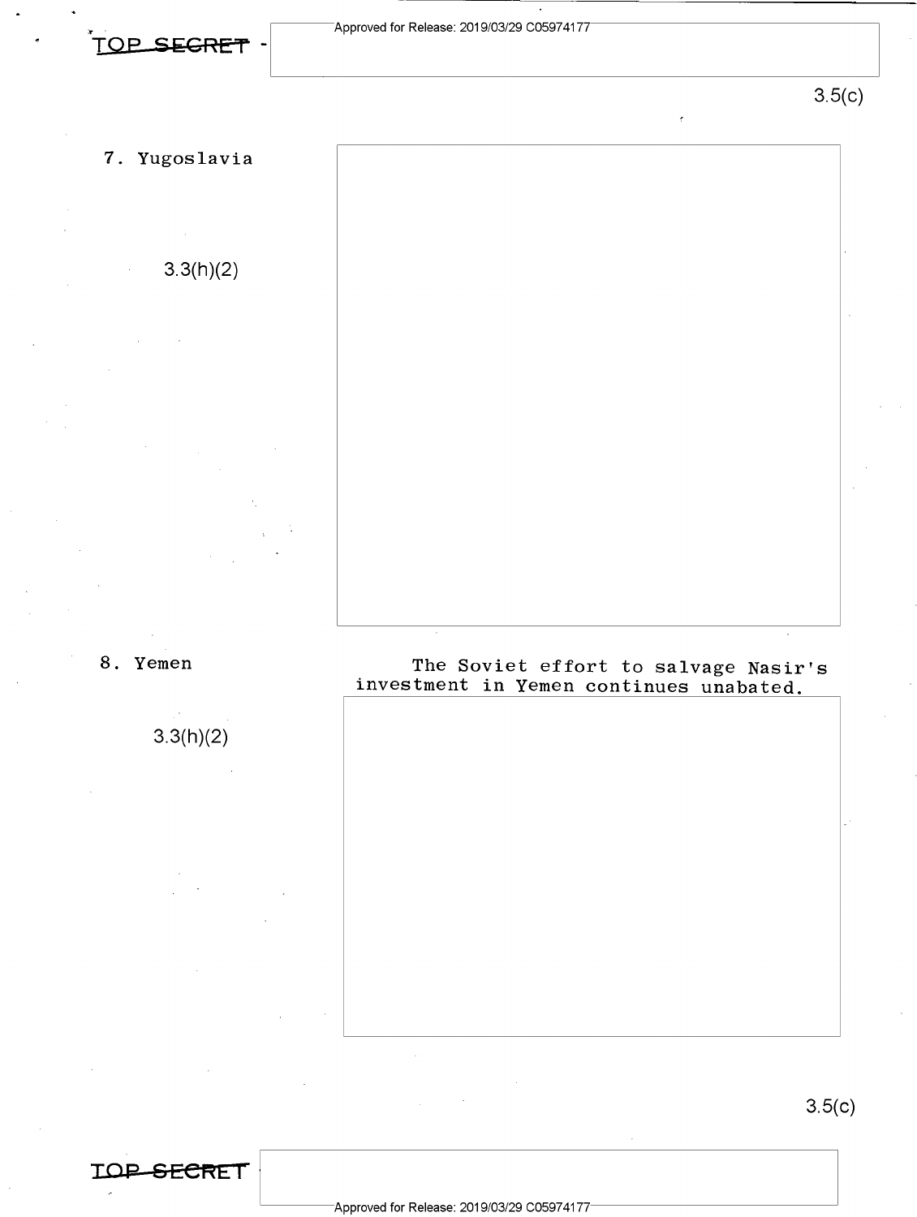TOP SECRET

3.5(c)

7. Yugoslavia

3.3(h)(2)

8. Yemen

The Soviet effort to salvage Nasir's investment in Yemen continues unabated.

3.3(h)(2)

3.5(c)

TOP SECRET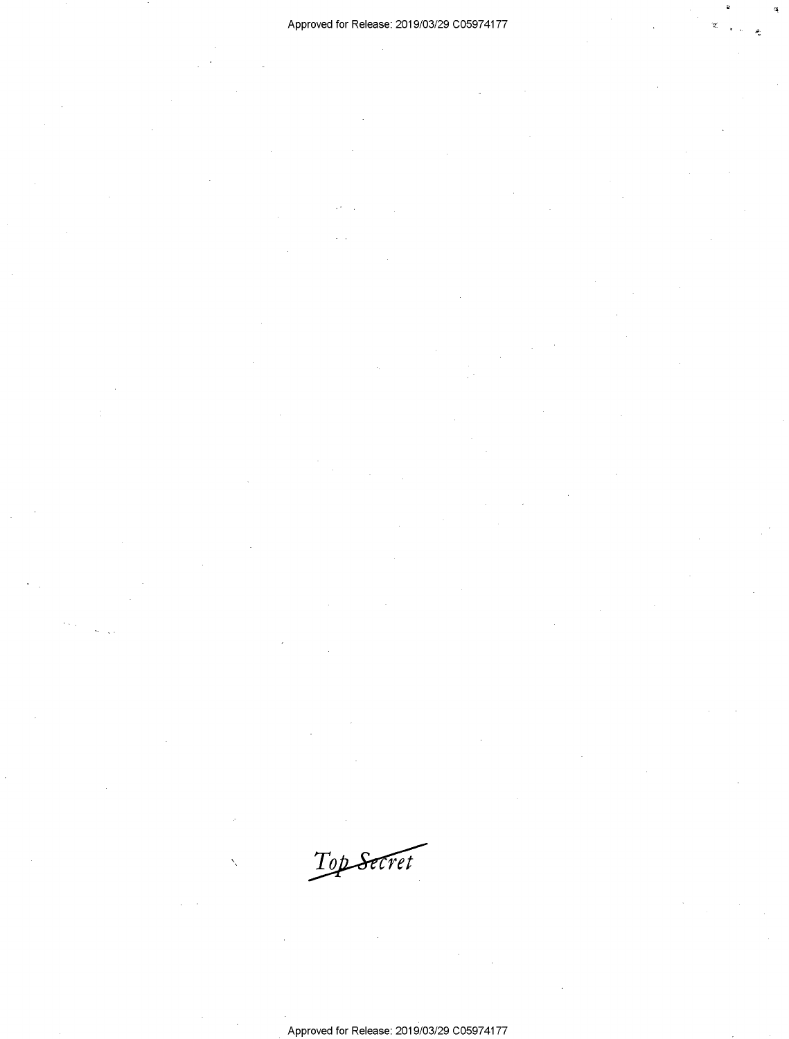~~Top Secret~~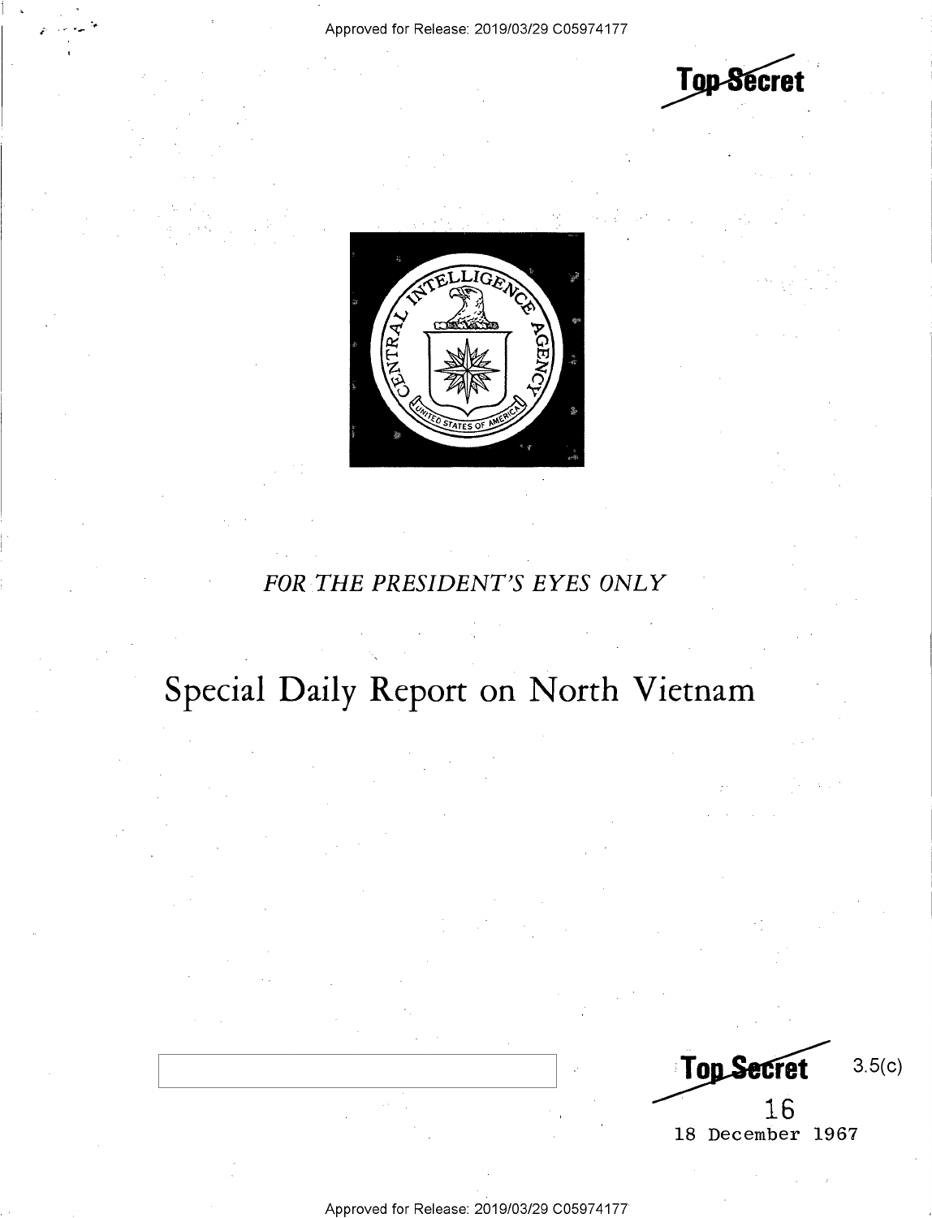Top Secret

FOR THE PRESIDENT'S EYES ONLY

# Special Daily Report on North Vietnam

Top Secret 3.5(c)

16

18 December 1967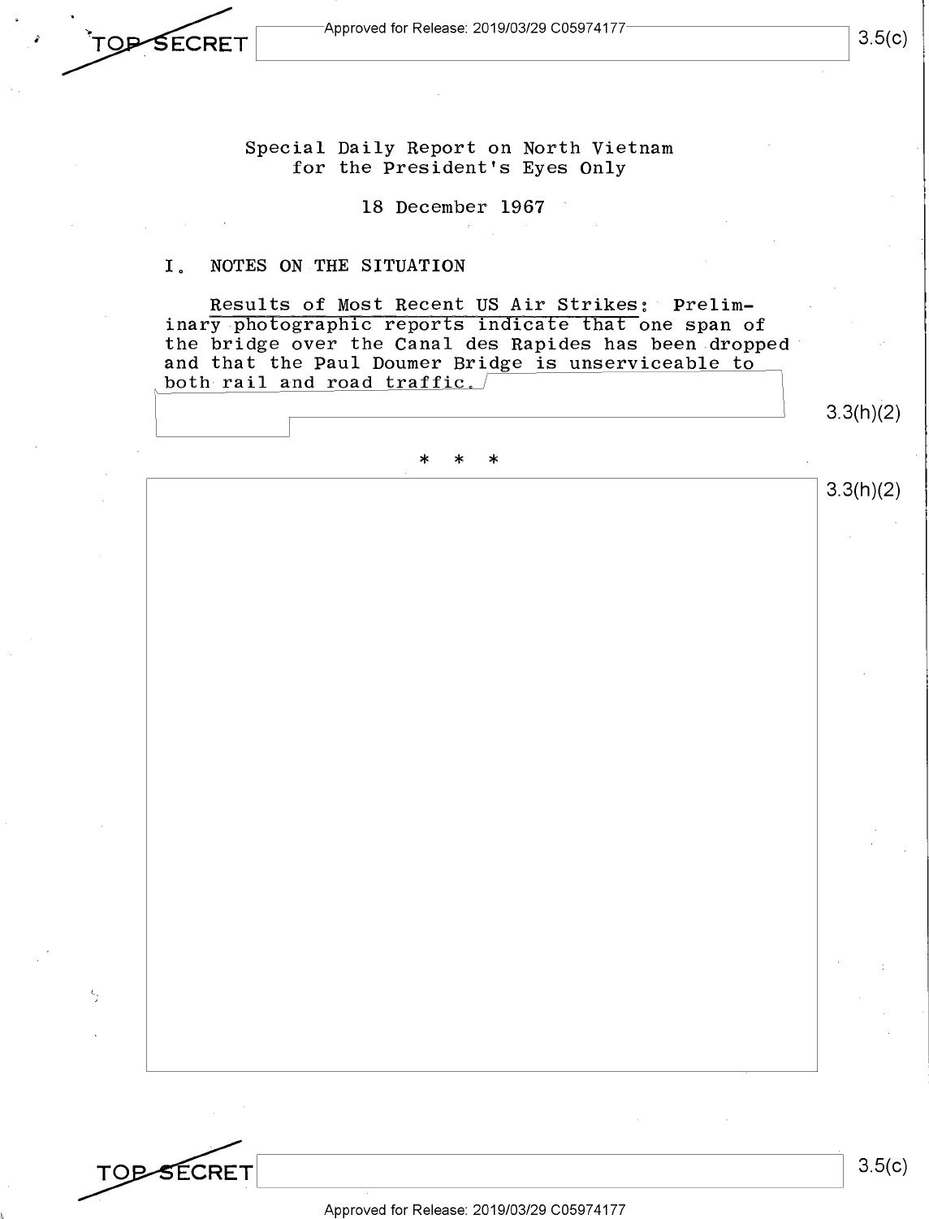Special Daily Report on North Vietnam
for the President's Eyes Only

18 December 1967

## I. NOTES ON THE SITUATION

Results of Most Recent US Air Strikes: Preliminary photographic reports indicate that one span of the bridge over the Canal des Rapides has been dropped and that the Paul Doumer Bridge is unserviceable to both rail and road traffic.

3.3(h)(2)

\* \* \*

3.3(h)(2)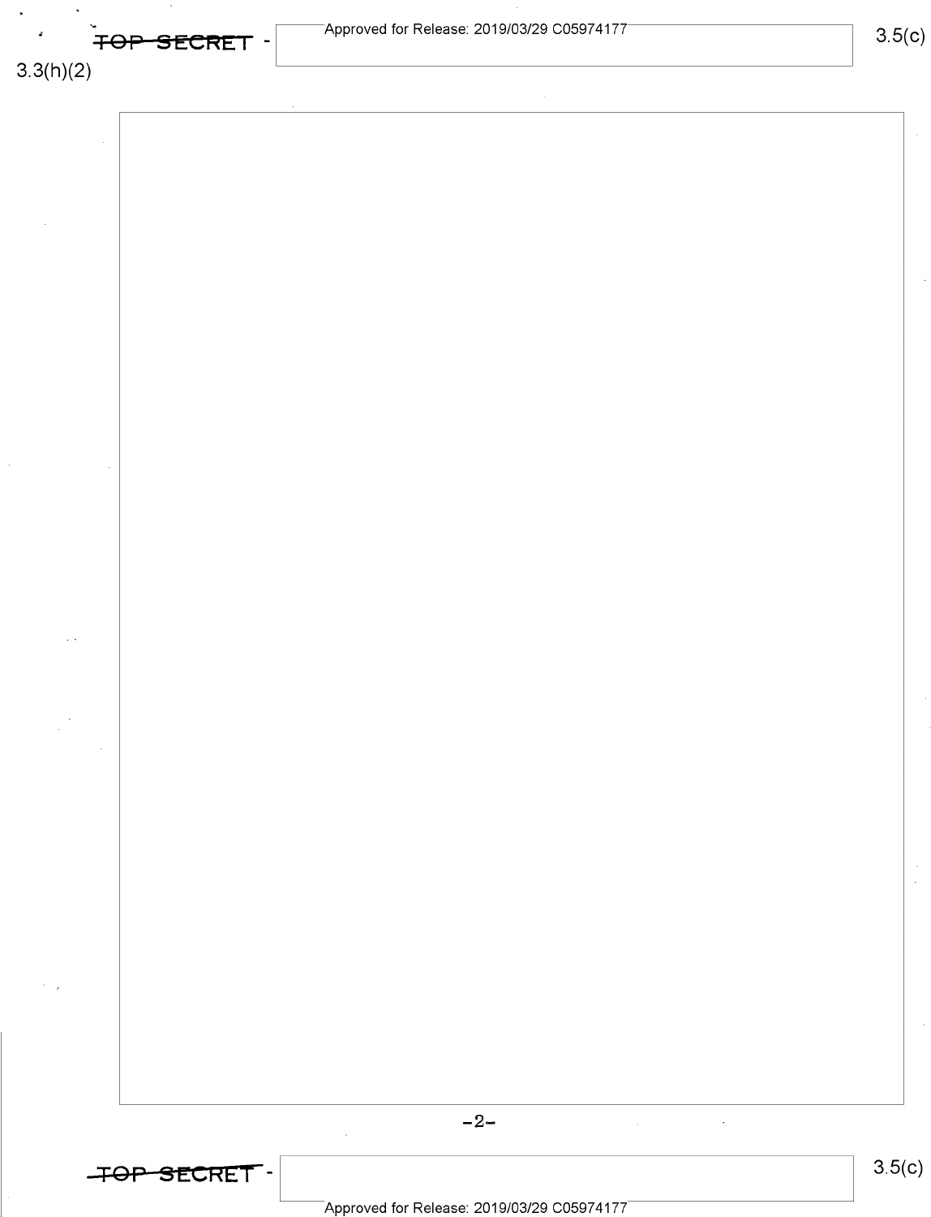3.3(h)(2)

3.5(c)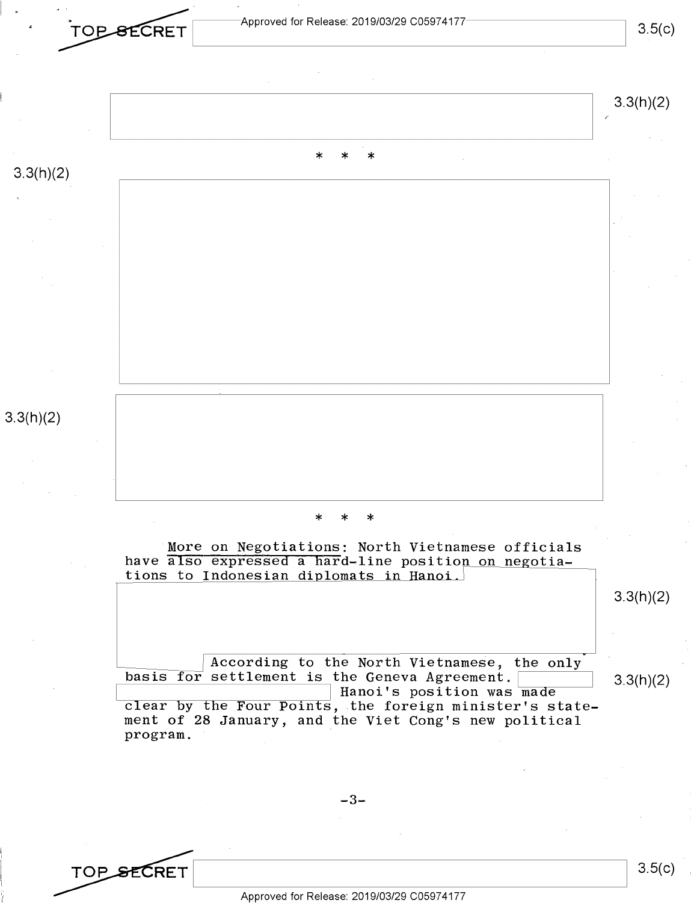* * *

* * *

More on Negotiations: North Vietnamese officials have also expressed a hard-line position on negotiations to Indonesian diplomats in Hanoi. According to the North Vietnamese, the only basis for settlement is the Geneva Agreement. Hanoi's position was made clear by the Four Points, the foreign minister's statement of 28 January, and the Viet Cong's new political program.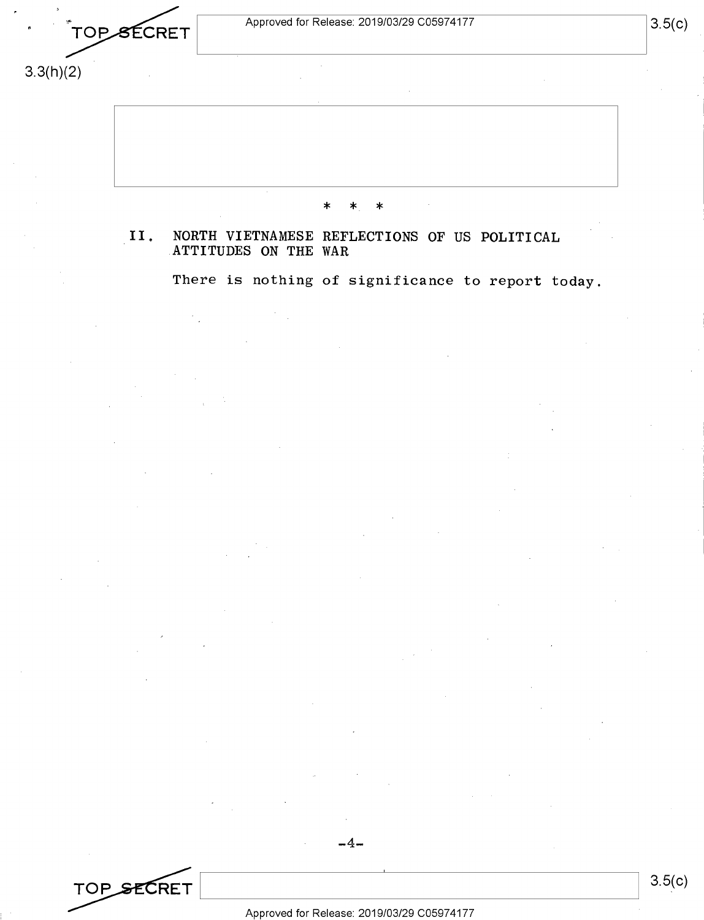\* \* \*

## II. NORTH VIETNAMESE REFLECTIONS OF US POLITICAL ATTITUDES ON THE WAR

There is nothing of significance to report today.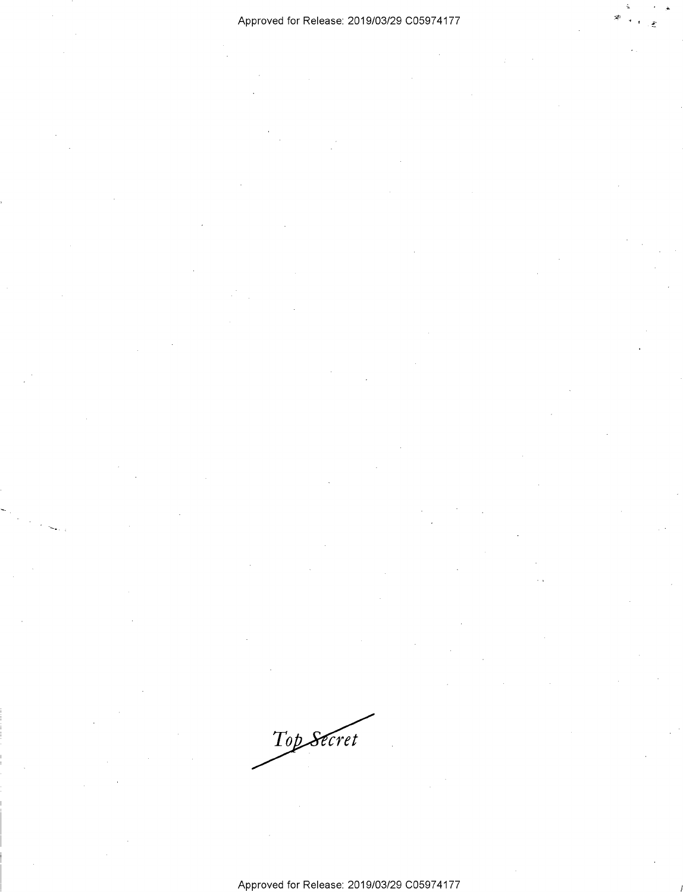Top Secret